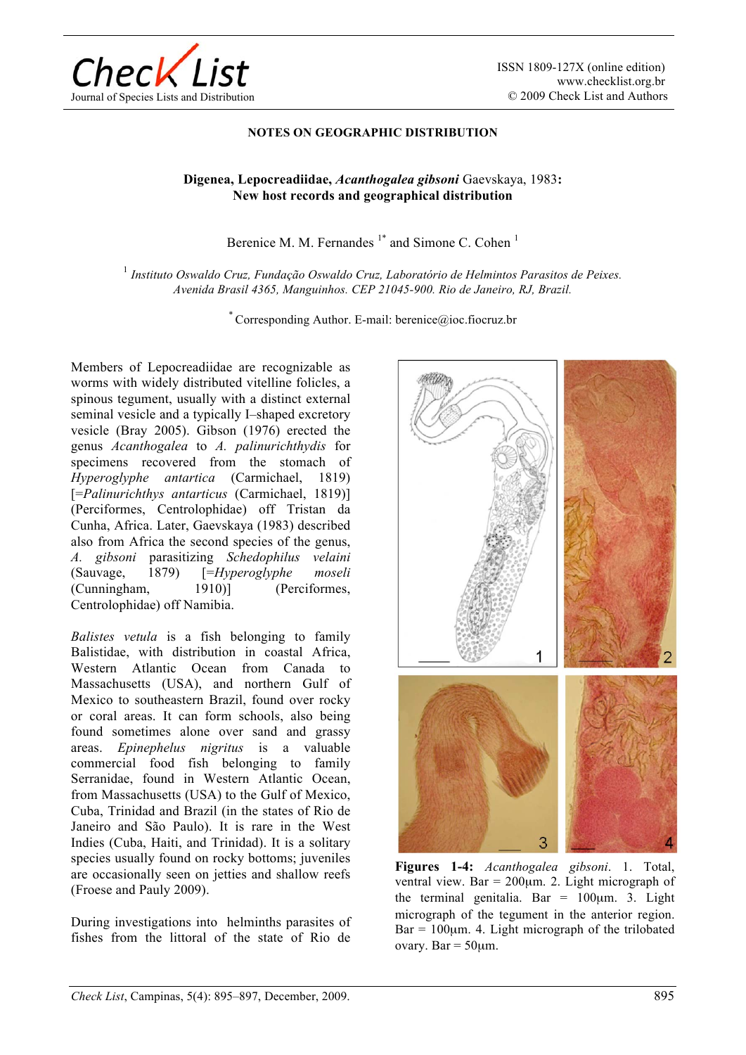NOTES ON GEOGRAPHIC DISTRIBUTION

# Digenea, Lepocreadiidae, *Acanthogalea gibsoni* Gaevskaya, 1983: New host records and geographical distribution

Berenice M. M. Fernandes [1*] and Simone C. Cohen [1]

[1] *Instituto Oswaldo Cruz, Fundação Oswaldo Cruz, Laboratório de Helmintos Parasitos de Peixes. Avenida Brasil 4365, Manguinhos. CEP 21045-900. Rio de Janeiro, RJ, Brazil.*

[*] Corresponding Author. E-mail: berenice@ioc.fiocruz.br

Members of Lepocreadiidae are recognizable as worms with widely distributed vitelline folicles, a spinous tegument, usually with a distinct external seminal vesicle and a typically I–shaped excretory vesicle (Bray 2005). Gibson (1976) erected the genus *Acanthogalea* to *A. palinurichthydis* for specimens recovered from the stomach of *Hyperoglyphe antartica* (Carmichael, 1819) [=*Palinurichthys antarticus* (Carmichael, 1819)] (Perciformes, Centrolophidae) off Tristan da Cunha, Africa. Later, Gaevskaya (1983) described also from Africa the second species of the genus, *A. gibsoni* parasitizing *Schedophilus velaini* (Sauvage, 1879) [=*Hyperoglyphe moseli* (Cunningham, 1910)] (Perciformes, Centrolophidae) off Namibia.

*Balistes vetula* is a fish belonging to family Balistidae, with distribution in coastal Africa, Western Atlantic Ocean from Canada to Massachusetts (USA), and northern Gulf of Mexico to southeastern Brazil, found over rocky or coral areas. It can form schools, also being found sometimes alone over sand and grassy areas. *Epinephelus nigritus* is a valuable commercial food fish belonging to family Serranidae, found in Western Atlantic Ocean, from Massachusetts (USA) to the Gulf of Mexico, Cuba, Trinidad and Brazil (in the states of Rio de Janeiro and São Paulo). It is rare in the West Indies (Cuba, Haiti, and Trinidad). It is a solitary species usually found on rocky bottoms; juveniles are occasionally seen on jetties and shallow reefs (Froese and Pauly 2009).

During investigations into helminths parasites of fishes from the littoral of the state of Rio de

**Figures 1-4:** *Acanthogalea gibsoni*. 1. Total, ventral view. Bar = 200μm. 2. Light micrograph of the terminal genitalia. Bar = 100μm. 3. Light micrograph of the tegument in the anterior region. Bar = 100μm. 4. Light micrograph of the trilobated ovary. Bar = 50μm.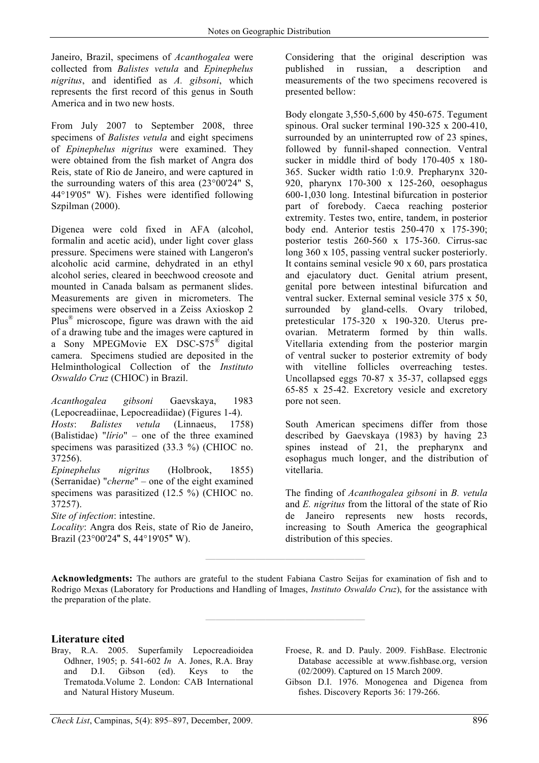Janeiro, Brazil, specimens of *Acanthogalea* were collected from *Balistes vetula* and *Epinephelus nigritus*, and identified as *A. gibsoni*, which represents the first record of this genus in South America and in two new hosts.

From July 2007 to September 2008, three specimens of *Balistes vetula* and eight specimens of *Epinephelus nigritus* were examined. They were obtained from the fish market of Angra dos Reis, state of Rio de Janeiro, and were captured in the surrounding waters of this area (23°00'24" S, 44°19'05" W). Fishes were identified following Szpilman (2000).

Digenea were cold fixed in AFA (alcohol, formalin and acetic acid), under light cover glass pressure. Specimens were stained with Langeron's alcoholic acid carmine, dehydrated in an ethyl alcohol series, cleared in beechwood creosote and mounted in Canada balsam as permanent slides. Measurements are given in micrometers. The specimens were observed in a Zeiss Axioskop 2 Plus® microscope, figure was drawn with the aid of a drawing tube and the images were captured in a Sony MPEGMovie EX DSC-S75® digital camera. Specimens studied are deposited in the Helminthological Collection of the *Instituto Oswaldo Cruz* (CHIOC) in Brazil.

*Acanthogalea gibsoni* Gaevskaya, 1983 (Lepocreadiinae, Lepocreadiidae) (Figures 1-4).
*Hosts*: *Balistes vetula* (Linnaeus, 1758) (Balistidae) "*lírio*" – one of the three examined specimens was parasitized (33.3 %) (CHIOC no. 37256).
*Epinephelus nigritus* (Holbrook, 1855) (Serranidae) "*cherne*" – one of the eight examined specimens was parasitized (12.5 %) (CHIOC no. 37257).
*Site of infection*: intestine.
*Locality*: Angra dos Reis, state of Rio de Janeiro, Brazil (23°00'24" S, 44°19'05" W).

Considering that the original description was published in russian, a description and measurements of the two specimens recovered is presented bellow:

Body elongate 3,550-5,600 by 450-675. Tegument spinous. Oral sucker terminal 190-325 x 200-410, surrounded by an uninterrupted row of 23 spines, followed by funnil-shaped connection. Ventral sucker in middle third of body 170-405 x 180-365. Sucker width ratio 1:0.9. Prepharynx 320-920, pharynx 170-300 x 125-260, oesophagus 600-1,030 long. Intestinal bifurcation in posterior part of forebody. Caeca reaching posterior extremity. Testes two, entire, tandem, in posterior body end. Anterior testis 250-470 x 175-390; posterior testis 260-560 x 175-360. Cirrus-sac long 360 x 105, passing ventral sucker posteriorly. It contains seminal vesicle 90 x 60, pars prostatica and ejaculatory duct. Genital atrium present, genital pore between intestinal bifurcation and ventral sucker. External seminal vesicle 375 x 50, surrounded by gland-cells. Ovary trilobed, pretesticular 175-320 x 190-320. Uterus pre-ovarian. Metraterm formed by thin walls. Vitellaria extending from the posterior margin of ventral sucker to posterior extremity of body with vitelline follicles overreaching testes. Uncollapsed eggs 70-87 x 35-37, collapsed eggs 65-85 x 25-42. Excretory vesicle and excretory pore not seen.

South American specimens differ from those described by Gaevskaya (1983) by having 23 spines instead of 21, the prepharynx and esophagus much longer, and the distribution of vitellaria.

The finding of *Acanthogalea gibsoni* in *B. vetula* and *E. nigritus* from the littoral of the state of Rio de Janeiro represents new hosts records, increasing to South America the geographical distribution of this species.

---

**Acknowledgments:** The authors are grateful to the student Fabiana Castro Seijas for examination of fish and to Rodrigo Mexas (Laboratory for Productions and Handling of Images, *Instituto Oswaldo Cruz*), for the assistance with the preparation of the plate.

---

## Literature cited

Bray, R.A. 2005. Superfamily Lepocreadioidea Odhner, 1905; p. 541-602 *In* A. Jones, R.A. Bray and D.I. Gibson (ed). Keys to the Trematoda.Volume 2. London: CAB International and Natural History Museum.

Froese, R. and D. Pauly. 2009. FishBase. Electronic Database accessible at www.fishbase.org, version (02/2009). Captured on 15 March 2009.

Gibson D.I. 1976. Monogenea and Digenea from fishes. Discovery Reports 36: 179-266.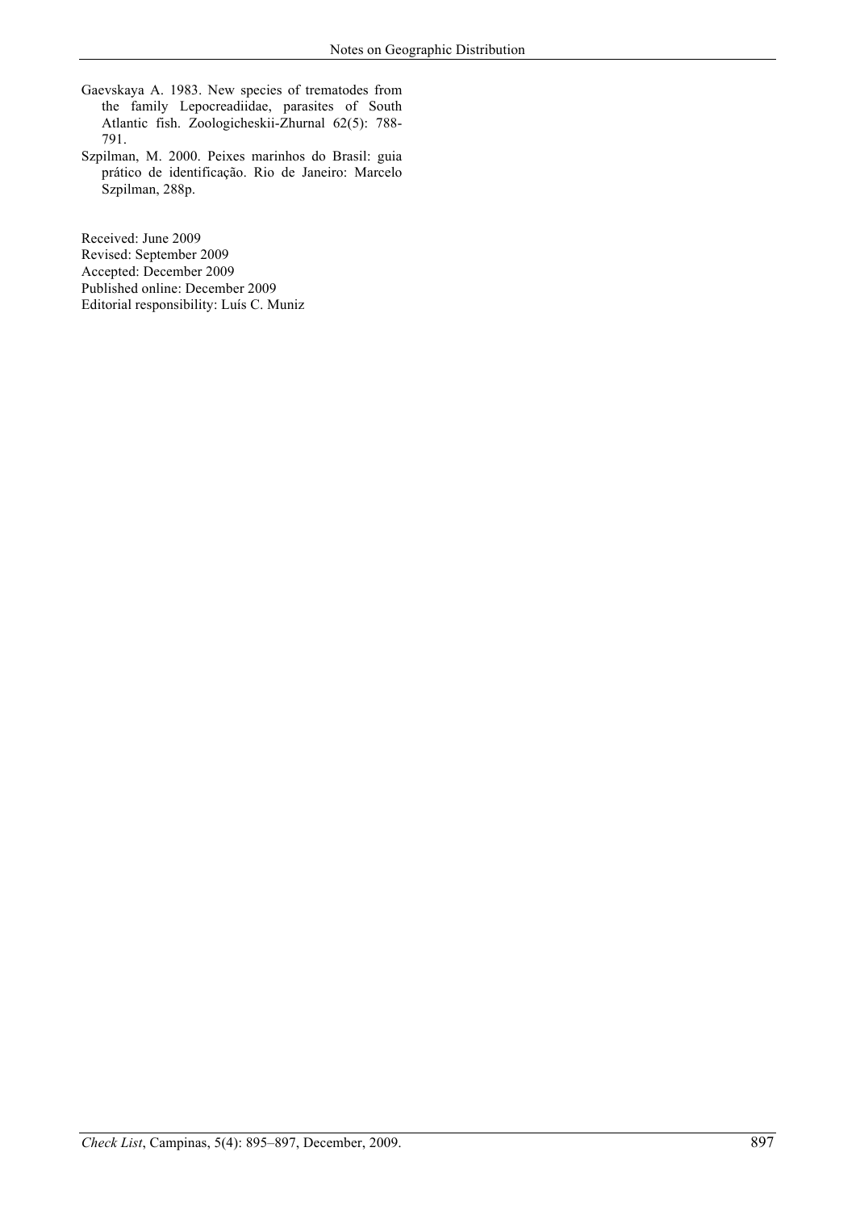Gaevskaya A. 1983. New species of trematodes from the family Lepocreadiidae, parasites of South Atlantic fish. Zoologicheskii-Zhurnal 62(5): 788-791.

Szpilman, M. 2000. Peixes marinhos do Brasil: guia prático de identificação. Rio de Janeiro: Marcelo Szpilman, 288p.

Received: June 2009
Revised: September 2009
Accepted: December 2009
Published online: December 2009
Editorial responsibility: Luís C. Muniz